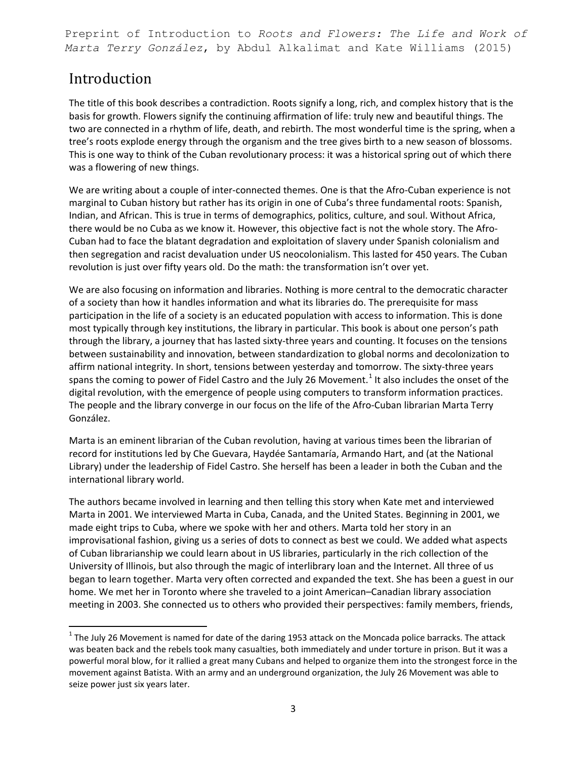Preprint of Introduction to *Roots and Flowers: The Life and Work of Marta Terry González*, by Abdul Alkalimat and Kate Williams (2015)

# Introduction

The title of this book describes a contradiction. Roots signify a long, rich, and complex history that is the basis for growth. Flowers signify the continuing affirmation of life: truly new and beautiful things. The two are connected in a rhythm of life, death, and rebirth. The most wonderful time is the spring, when a tree's roots explode energy through the organism and the tree gives birth to a new season of blossoms. This is one way to think of the Cuban revolutionary process: it was a historical spring out of which there was a flowering of new things.

We are writing about a couple of inter-connected themes. One is that the Afro-Cuban experience is not marginal to Cuban history but rather has its origin in one of Cuba's three fundamental roots: Spanish, Indian, and African. This is true in terms of demographics, politics, culture, and soul. Without Africa, there would be no Cuba as we know it. However, this objective fact is not the whole story. The Afro-Cuban had to face the blatant degradation and exploitation of slavery under Spanish colonialism and then segregation and racist devaluation under US neocolonialism. This lasted for 450 years. The Cuban revolution is just over fifty years old. Do the math: the transformation isn't over yet.

We are also focusing on information and libraries. Nothing is more central to the democratic character of a society than how it handles information and what its libraries do. The prerequisite for mass participation in the life of a society is an educated population with access to information. This is done most typically through key institutions, the library in particular. This book is about one person's path through the library, a journey that has lasted sixty-three years and counting. It focuses on the tensions between sustainability and innovation, between standardization to global norms and decolonization to affirm national integrity. In short, tensions between yesterday and tomorrow. The sixty-three years spans the coming to power of Fidel Castro and the July 26 Movement.[1] It also includes the onset of the digital revolution, with the emergence of people using computers to transform information practices. The people and the library converge in our focus on the life of the Afro-Cuban librarian Marta Terry González.

Marta is an eminent librarian of the Cuban revolution, having at various times been the librarian of record for institutions led by Che Guevara, Haydée Santamaría, Armando Hart, and (at the National Library) under the leadership of Fidel Castro. She herself has been a leader in both the Cuban and the international library world.

The authors became involved in learning and then telling this story when Kate met and interviewed Marta in 2001. We interviewed Marta in Cuba, Canada, and the United States. Beginning in 2001, we made eight trips to Cuba, where we spoke with her and others. Marta told her story in an improvisational fashion, giving us a series of dots to connect as best we could. We added what aspects of Cuban librarianship we could learn about in US libraries, particularly in the rich collection of the University of Illinois, but also through the magic of interlibrary loan and the Internet. All three of us began to learn together. Marta very often corrected and expanded the text. She has been a guest in our home. We met her in Toronto where she traveled to a joint American–Canadian library association meeting in 2003. She connected us to others who provided their perspectives: family members, friends,

---

[1] The July 26 Movement is named for date of the daring 1953 attack on the Moncada police barracks. The attack was beaten back and the rebels took many casualties, both immediately and under torture in prison. But it was a powerful moral blow, for it rallied a great many Cubans and helped to organize them into the strongest force in the movement against Batista. With an army and an underground organization, the July 26 Movement was able to seize power just six years later.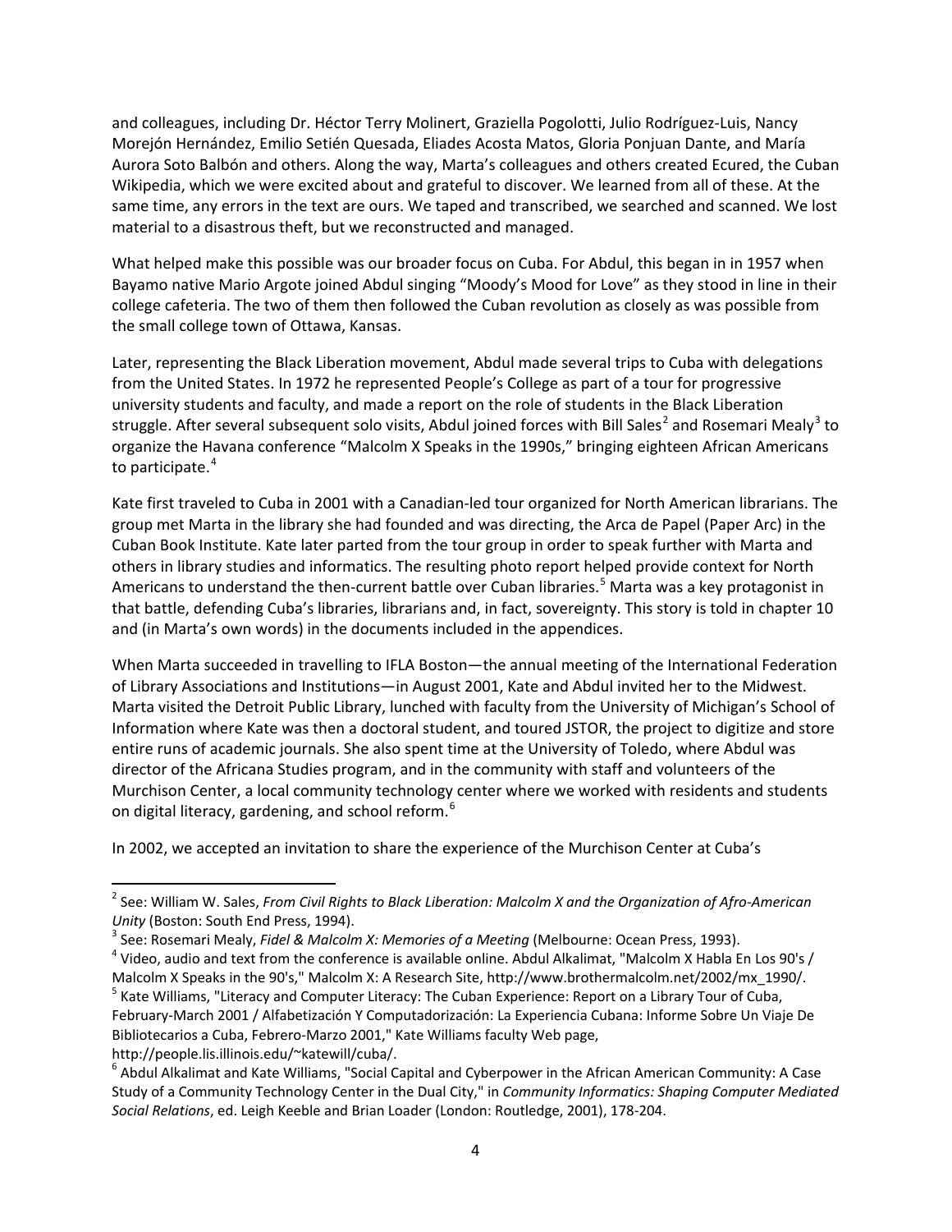and colleagues, including Dr. Héctor Terry Molinert, Graziella Pogolotti, Julio Rodríguez-Luis, Nancy Morejón Hernández, Emilio Setién Quesada, Eliades Acosta Matos, Gloria Ponjuan Dante, and María Aurora Soto Balbón and others. Along the way, Marta's colleagues and others created Ecured, the Cuban Wikipedia, which we were excited about and grateful to discover. We learned from all of these. At the same time, any errors in the text are ours. We taped and transcribed, we searched and scanned. We lost material to a disastrous theft, but we reconstructed and managed.

What helped make this possible was our broader focus on Cuba. For Abdul, this began in in 1957 when Bayamo native Mario Argote joined Abdul singing "Moody's Mood for Love" as they stood in line in their college cafeteria. The two of them then followed the Cuban revolution as closely as was possible from the small college town of Ottawa, Kansas.

Later, representing the Black Liberation movement, Abdul made several trips to Cuba with delegations from the United States. In 1972 he represented People's College as part of a tour for progressive university students and faculty, and made a report on the role of students in the Black Liberation struggle. After several subsequent solo visits, Abdul joined forces with Bill Sales[2] and Rosemari Mealy[3] to organize the Havana conference "Malcolm X Speaks in the 1990s," bringing eighteen African Americans to participate.[4]

Kate first traveled to Cuba in 2001 with a Canadian-led tour organized for North American librarians. The group met Marta in the library she had founded and was directing, the Arca de Papel (Paper Arc) in the Cuban Book Institute. Kate later parted from the tour group in order to speak further with Marta and others in library studies and informatics. The resulting photo report helped provide context for North Americans to understand the then-current battle over Cuban libraries.[5] Marta was a key protagonist in that battle, defending Cuba's libraries, librarians and, in fact, sovereignty. This story is told in chapter 10 and (in Marta's own words) in the documents included in the appendices.

When Marta succeeded in travelling to IFLA Boston—the annual meeting of the International Federation of Library Associations and Institutions—in August 2001, Kate and Abdul invited her to the Midwest. Marta visited the Detroit Public Library, lunched with faculty from the University of Michigan's School of Information where Kate was then a doctoral student, and toured JSTOR, the project to digitize and store entire runs of academic journals. She also spent time at the University of Toledo, where Abdul was director of the Africana Studies program, and in the community with staff and volunteers of the Murchison Center, a local community technology center where we worked with residents and students on digital literacy, gardening, and school reform.[6]

In 2002, we accepted an invitation to share the experience of the Murchison Center at Cuba's

---

[2] See: William W. Sales, *From Civil Rights to Black Liberation: Malcolm X and the Organization of Afro-American Unity* (Boston: South End Press, 1994).

[3] See: Rosemari Mealy, *Fidel & Malcolm X: Memories of a Meeting* (Melbourne: Ocean Press, 1993).

[4] Video, audio and text from the conference is available online. Abdul Alkalimat, "Malcolm X Habla En Los 90's / Malcolm X Speaks in the 90's," Malcolm X: A Research Site, http://www.brothermalcolm.net/2002/mx_1990/.

[5] Kate Williams, "Literacy and Computer Literacy: The Cuban Experience: Report on a Library Tour of Cuba, February-March 2001 / Alfabetización Y Computadorización: La Experiencia Cubana: Informe Sobre Un Viaje De Bibliotecarios a Cuba, Febrero-Marzo 2001," Kate Williams faculty Web page, http://people.lis.illinois.edu/~katewill/cuba/.

[6] Abdul Alkalimat and Kate Williams, "Social Capital and Cyberpower in the African American Community: A Case Study of a Community Technology Center in the Dual City," in *Community Informatics: Shaping Computer Mediated Social Relations*, ed. Leigh Keeble and Brian Loader (London: Routledge, 2001), 178-204.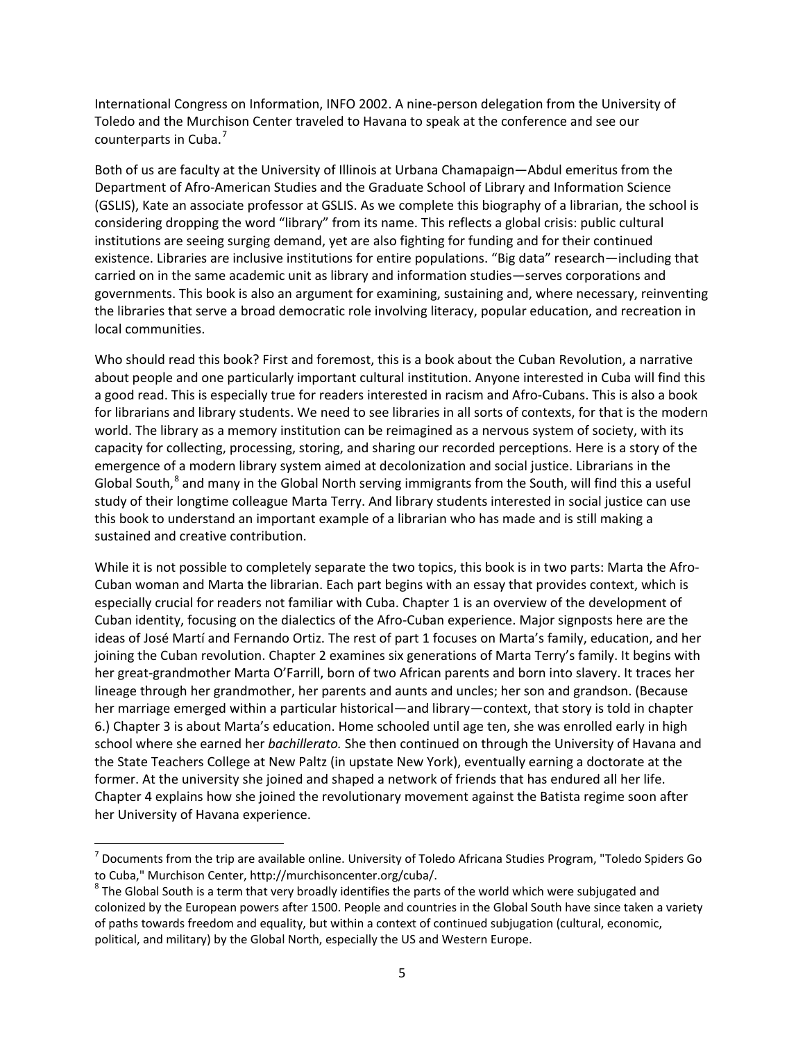International Congress on Information, INFO 2002. A nine-person delegation from the University of Toledo and the Murchison Center traveled to Havana to speak at the conference and see our counterparts in Cuba.[7]

Both of us are faculty at the University of Illinois at Urbana Chamapaign—Abdul emeritus from the Department of Afro-American Studies and the Graduate School of Library and Information Science (GSLIS), Kate an associate professor at GSLIS. As we complete this biography of a librarian, the school is considering dropping the word "library" from its name. This reflects a global crisis: public cultural institutions are seeing surging demand, yet are also fighting for funding and for their continued existence. Libraries are inclusive institutions for entire populations. "Big data" research—including that carried on in the same academic unit as library and information studies—serves corporations and governments. This book is also an argument for examining, sustaining and, where necessary, reinventing the libraries that serve a broad democratic role involving literacy, popular education, and recreation in local communities.

Who should read this book? First and foremost, this is a book about the Cuban Revolution, a narrative about people and one particularly important cultural institution. Anyone interested in Cuba will find this a good read. This is especially true for readers interested in racism and Afro-Cubans. This is also a book for librarians and library students. We need to see libraries in all sorts of contexts, for that is the modern world. The library as a memory institution can be reimagined as a nervous system of society, with its capacity for collecting, processing, storing, and sharing our recorded perceptions. Here is a story of the emergence of a modern library system aimed at decolonization and social justice. Librarians in the Global South,[8] and many in the Global North serving immigrants from the South, will find this a useful study of their longtime colleague Marta Terry. And library students interested in social justice can use this book to understand an important example of a librarian who has made and is still making a sustained and creative contribution.

While it is not possible to completely separate the two topics, this book is in two parts: Marta the Afro-Cuban woman and Marta the librarian. Each part begins with an essay that provides context, which is especially crucial for readers not familiar with Cuba. Chapter 1 is an overview of the development of Cuban identity, focusing on the dialectics of the Afro-Cuban experience. Major signposts here are the ideas of José Martí and Fernando Ortiz. The rest of part 1 focuses on Marta's family, education, and her joining the Cuban revolution. Chapter 2 examines six generations of Marta Terry's family. It begins with her great-grandmother Marta O'Farrill, born of two African parents and born into slavery. It traces her lineage through her grandmother, her parents and aunts and uncles; her son and grandson. (Because her marriage emerged within a particular historical—and library—context, that story is told in chapter 6.) Chapter 3 is about Marta's education. Home schooled until age ten, she was enrolled early in high school where she earned her *bachillerato.* She then continued on through the University of Havana and the State Teachers College at New Paltz (in upstate New York), eventually earning a doctorate at the former. At the university she joined and shaped a network of friends that has endured all her life. Chapter 4 explains how she joined the revolutionary movement against the Batista regime soon after her University of Havana experience.

---

[7] Documents from the trip are available online. University of Toledo Africana Studies Program, "Toledo Spiders Go to Cuba," Murchison Center, http://murchisoncenter.org/cuba/.

[8] The Global South is a term that very broadly identifies the parts of the world which were subjugated and colonized by the European powers after 1500. People and countries in the Global South have since taken a variety of paths towards freedom and equality, but within a context of continued subjugation (cultural, economic, political, and military) by the Global North, especially the US and Western Europe.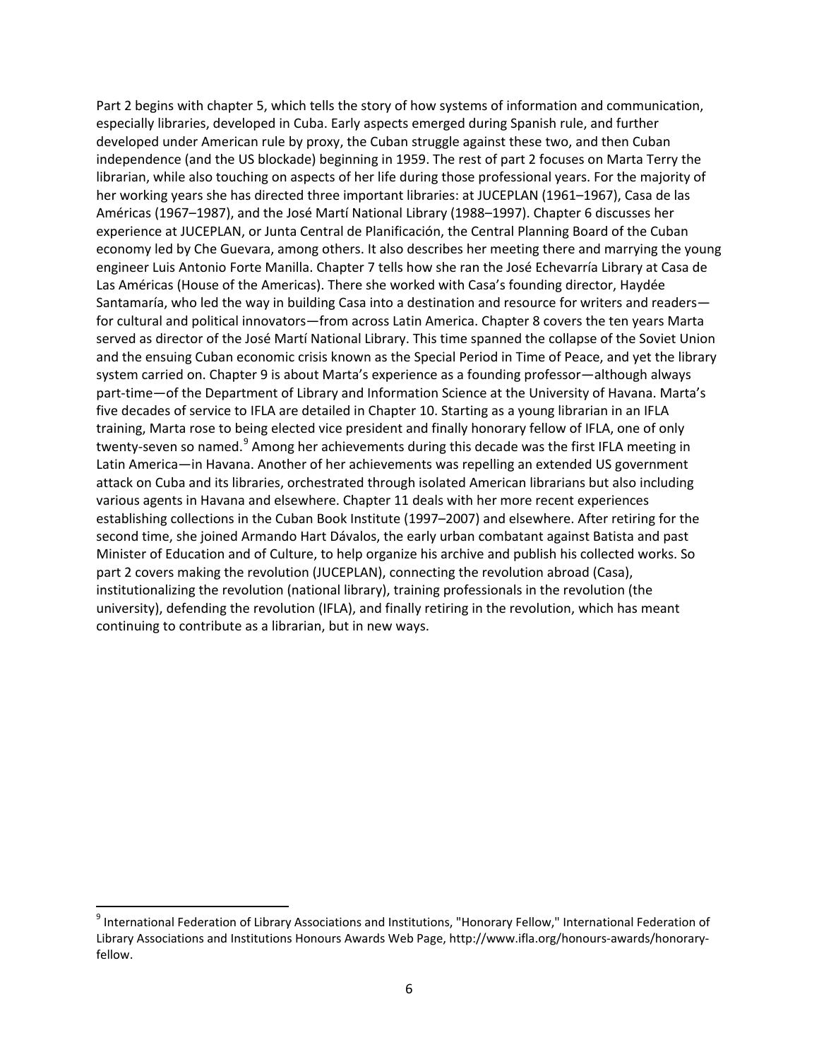Part 2 begins with chapter 5, which tells the story of how systems of information and communication, especially libraries, developed in Cuba. Early aspects emerged during Spanish rule, and further developed under American rule by proxy, the Cuban struggle against these two, and then Cuban independence (and the US blockade) beginning in 1959. The rest of part 2 focuses on Marta Terry the librarian, while also touching on aspects of her life during those professional years. For the majority of her working years she has directed three important libraries: at JUCEPLAN (1961–1967), Casa de las Américas (1967–1987), and the José Martí National Library (1988–1997). Chapter 6 discusses her experience at JUCEPLAN, or Junta Central de Planificación, the Central Planning Board of the Cuban economy led by Che Guevara, among others. It also describes her meeting there and marrying the young engineer Luis Antonio Forte Manilla. Chapter 7 tells how she ran the José Echevarría Library at Casa de Las Américas (House of the Americas). There she worked with Casa's founding director, Haydée Santamaría, who led the way in building Casa into a destination and resource for writers and readers—for cultural and political innovators—from across Latin America. Chapter 8 covers the ten years Marta served as director of the José Martí National Library. This time spanned the collapse of the Soviet Union and the ensuing Cuban economic crisis known as the Special Period in Time of Peace, and yet the library system carried on. Chapter 9 is about Marta's experience as a founding professor—although always part-time—of the Department of Library and Information Science at the University of Havana. Marta's five decades of service to IFLA are detailed in Chapter 10. Starting as a young librarian in an IFLA training, Marta rose to being elected vice president and finally honorary fellow of IFLA, one of only twenty-seven so named.[9] Among her achievements during this decade was the first IFLA meeting in Latin America—in Havana. Another of her achievements was repelling an extended US government attack on Cuba and its libraries, orchestrated through isolated American librarians but also including various agents in Havana and elsewhere. Chapter 11 deals with her more recent experiences establishing collections in the Cuban Book Institute (1997–2007) and elsewhere. After retiring for the second time, she joined Armando Hart Dávalos, the early urban combatant against Batista and past Minister of Education and of Culture, to help organize his archive and publish his collected works. So part 2 covers making the revolution (JUCEPLAN), connecting the revolution abroad (Casa), institutionalizing the revolution (national library), training professionals in the revolution (the university), defending the revolution (IFLA), and finally retiring in the revolution, which has meant continuing to contribute as a librarian, but in new ways.

---

[9] International Federation of Library Associations and Institutions, "Honorary Fellow," International Federation of Library Associations and Institutions Honours Awards Web Page, http://www.ifla.org/honours-awards/honorary-fellow.